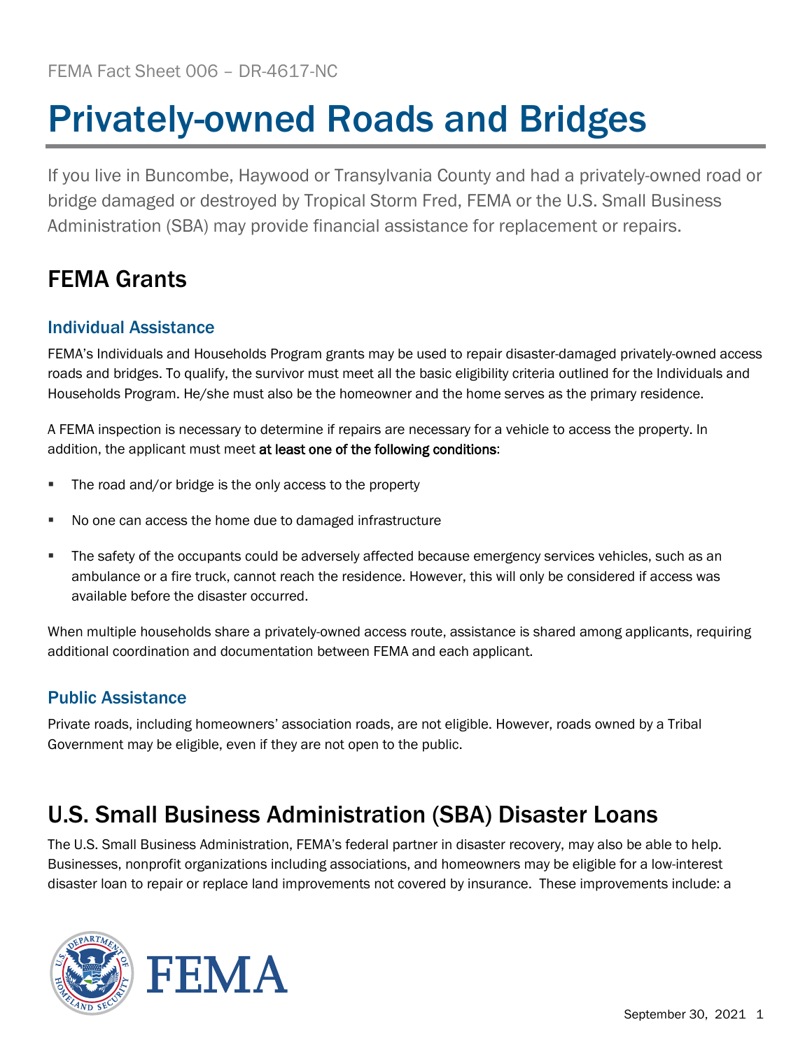FEMA Fact Sheet 006 – DR-4617-NC

# Privately-owned Roads and Bridges

If you live in Buncombe, Haywood or Transylvania County and had a privately-owned road or bridge damaged or destroyed by Tropical Storm Fred, FEMA or the U.S. Small Business Administration (SBA) may provide financial assistance for replacement or repairs.

## FEMA Grants

### Individual Assistance

FEMA's Individuals and Households Program grants may be used to repair disaster-damaged privately-owned access roads and bridges. To qualify, the survivor must meet all the basic eligibility criteria outlined for the Individuals and Households Program. He/she must also be the homeowner and the home serves as the primary residence.

A FEMA inspection is necessary to determine if repairs are necessary for a vehicle to access the property. In addition, the applicant must meet **at least one of the following conditions**:

- The road and/or bridge is the only access to the property
- No one can access the home due to damaged infrastructure
- The safety of the occupants could be adversely affected because emergency services vehicles, such as an ambulance or a fire truck, cannot reach the residence. However, this will only be considered if access was available before the disaster occurred.

When multiple households share a privately-owned access route, assistance is shared among applicants, requiring additional coordination and documentation between FEMA and each applicant.

### Public Assistance

Private roads, including homeowners' association roads, are not eligible. However, roads owned by a Tribal Government may be eligible, even if they are not open to the public.

## U.S. Small Business Administration (SBA) Disaster Loans

The U.S. Small Business Administration, FEMA's federal partner in disaster recovery, may also be able to help. Businesses, nonprofit organizations including associations, and homeowners may be eligible for a low-interest disaster loan to repair or replace land improvements not covered by insurance. These improvements include: a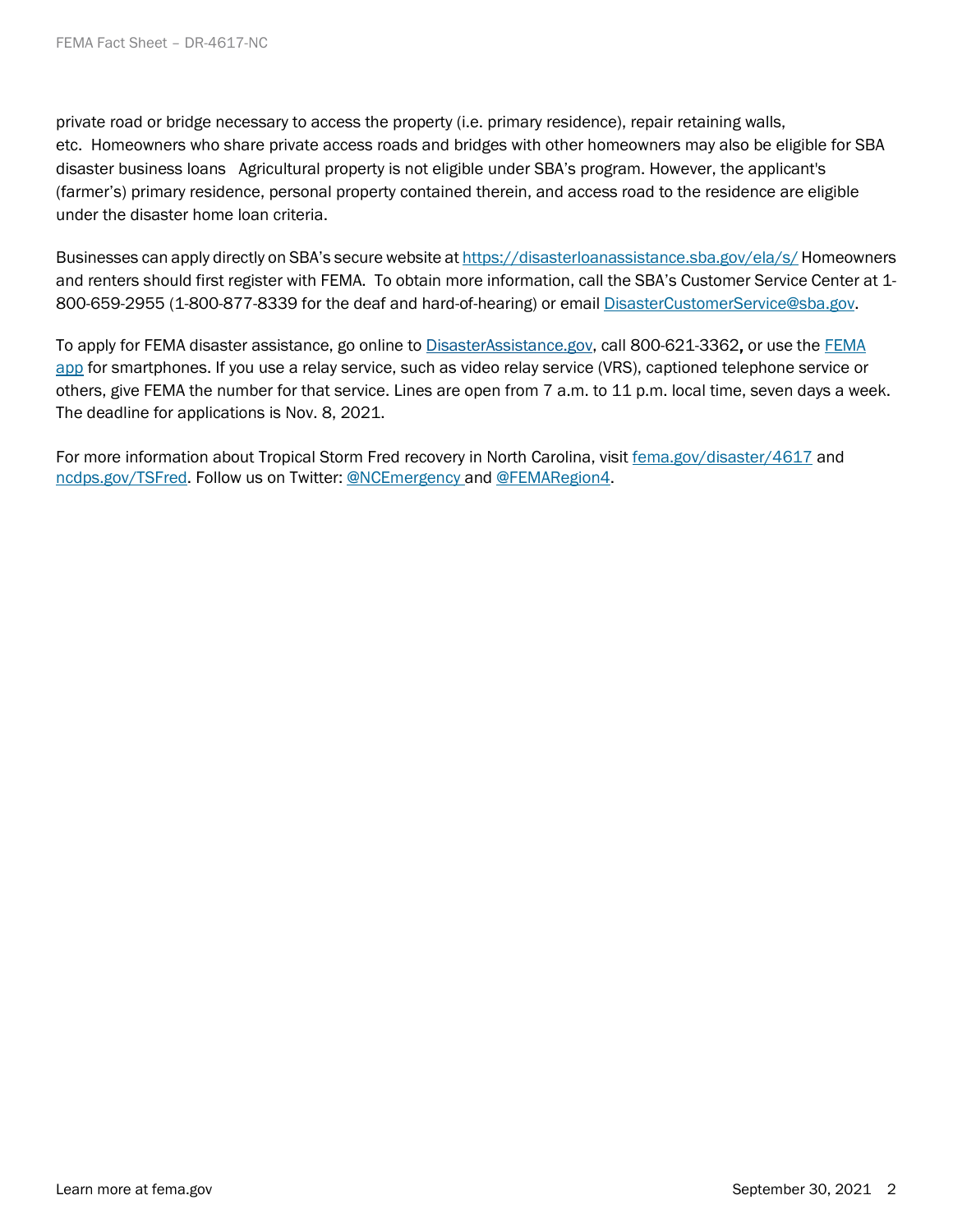private road or bridge necessary to access the property (i.e. primary residence), repair retaining walls, etc. Homeowners who share private access roads and bridges with other homeowners may also be eligible for SBA disaster business loans Agricultural property is not eligible under SBA's program. However, the applicant's (farmer's) primary residence, personal property contained therein, and access road to the residence are eligible under the disaster home loan criteria.

Businesses can apply directly on SBA's secure website at [https://disasterloanassistance.sba.gov/ela/s/](https://disasterloanassistance.sba.gov/ela/s/) Homeowners and renters should first register with FEMA. To obtain more information, call the SBA's Customer Service Center at 1-800-659-2955 (1-800-877-8339 for the deaf and hard-of-hearing) or email [DisasterCustomerService@sba.gov](mailto:DisasterCustomerService@sba.gov).

To apply for FEMA disaster assistance, go online to [DisasterAssistance.gov](https://www.disasterassistance.gov), call 800-621-3362, or use the [FEMA app](https://www.fema.gov/about/news-multimedia/mobile-products) for smartphones. If you use a relay service, such as video relay service (VRS), captioned telephone service or others, give FEMA the number for that service. Lines are open from 7 a.m. to 11 p.m. local time, seven days a week. The deadline for applications is Nov. 8, 2021.

For more information about Tropical Storm Fred recovery in North Carolina, visit [fema.gov/disaster/4617](https://www.fema.gov/disaster/4617) and [ncdps.gov/TSFred](https://www.ncdps.gov/TSFred). Follow us on Twitter: [@NCEmergency](https://twitter.com/NCEmergency) and [@FEMARegion4](https://twitter.com/FEMARegion4).